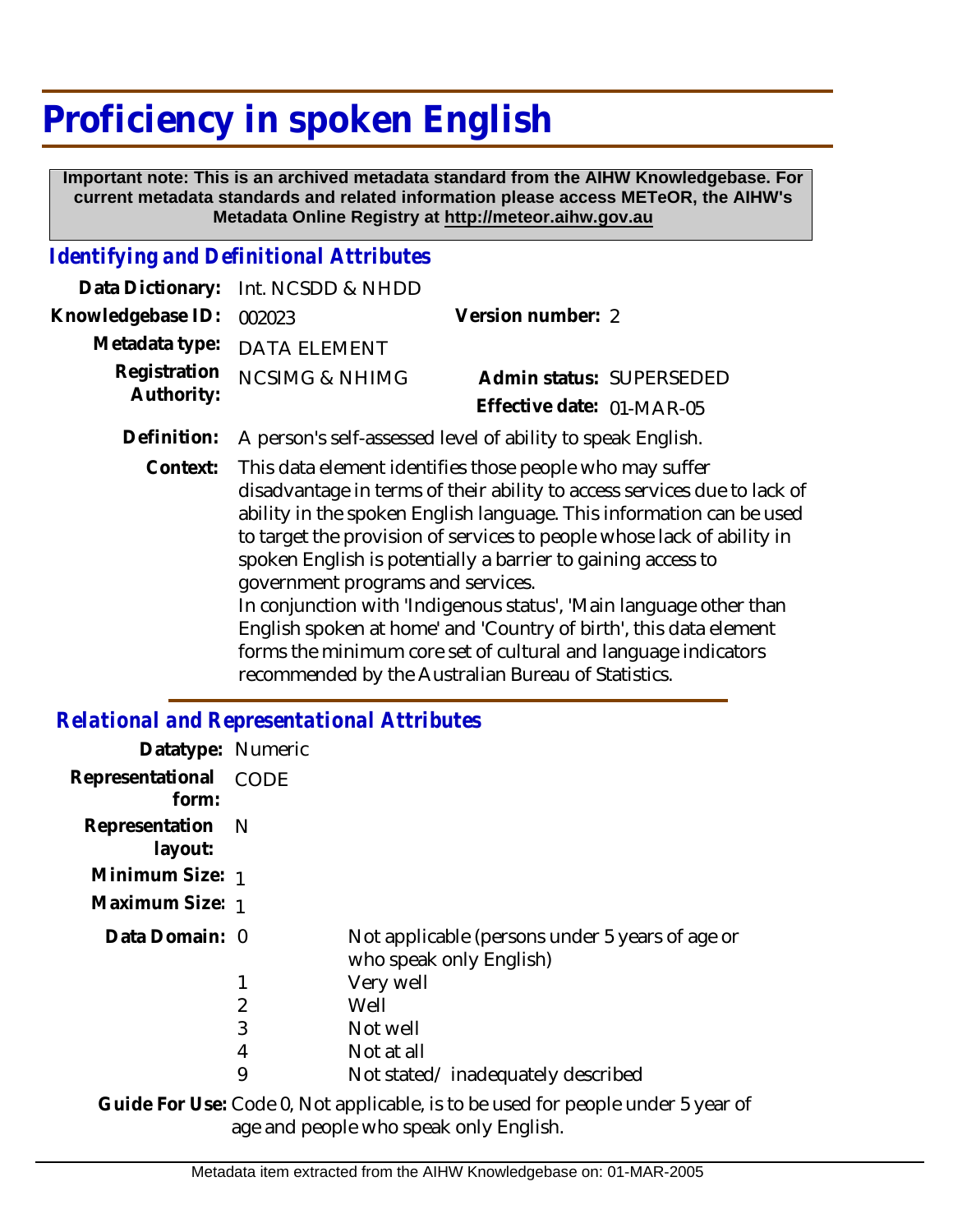# Proficiency in spoken English

**Important note: This is an archived metadata standard from the AIHW Knowledgebase. For current metadata standards and related information please access METeOR, the AIHW's Metadata Online Registry at http://meteor.aihw.gov.au**

## *Identifying and Definitional Attributes*

**Data Dictionary:** Int. NCSDD & NHDD

**Knowledgebase ID:** 002023

**Version number:** 2

**Metadata type:** DATA ELEMENT

**Registration Authority:** NCSIMG & NHIMG

**Admin status:** SUPERSEDED

**Effective date:** 01-MAR-05

**Definition:** A person's self-assessed level of ability to speak English.

**Context:** This data element identifies those people who may suffer disadvantage in terms of their ability to access services due to lack of ability in the spoken English language. This information can be used to target the provision of services to people whose lack of ability in spoken English is potentially a barrier to gaining access to government programs and services.
In conjunction with 'Indigenous status', 'Main language other than English spoken at home' and 'Country of birth', this data element forms the minimum core set of cultural and language indicators recommended by the Australian Bureau of Statistics.

## *Relational and Representational Attributes*

**Datatype:** Numeric

**Representational form:** CODE

**Representation layout:** N

**Minimum Size:** 1

**Maximum Size:** 1

**Data Domain:**

| Code | Description |
|---|---|
| 0 | Not applicable (persons under 5 years of age or who speak only English) |
| 1 | Very well |
| 2 | Well |
| 3 | Not well |
| 4 | Not at all |
| 9 | Not stated/ inadequately described |

**Guide For Use:** Code 0, Not applicable, is to be used for people under 5 year of age and people who speak only English.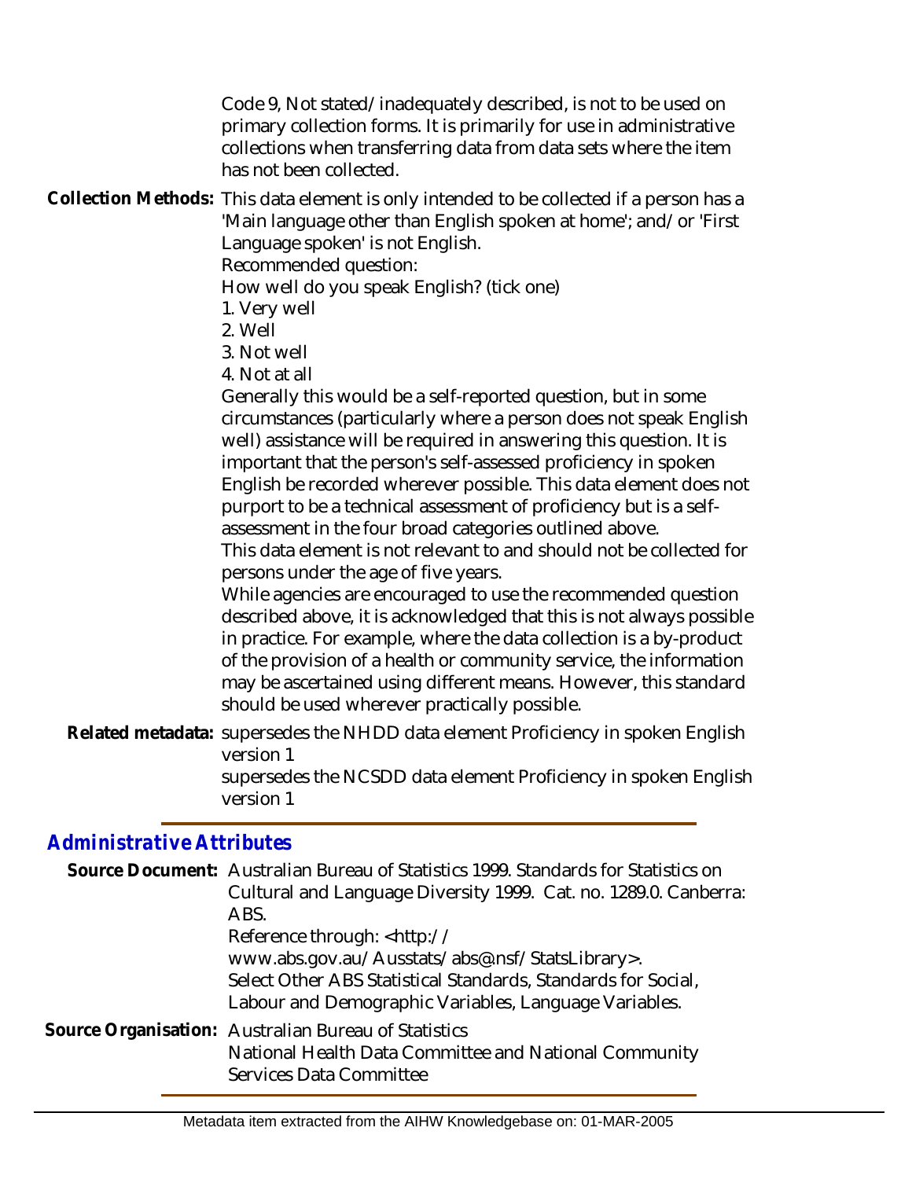Code 9, Not stated/inadequately described, is not to be used on primary collection forms. It is primarily for use in administrative collections when transferring data from data sets where the item has not been collected.

**Collection Methods:** This data element is only intended to be collected if a person has a 'Main language other than English spoken at home'; and/or 'First Language spoken' is not English.

Recommended question:

How well do you speak English? (tick one)

1. Very well
2. Well
3. Not well
4. Not at all

Generally this would be a self-reported question, but in some circumstances (particularly where a person does not speak English well) assistance will be required in answering this question. It is important that the person's self-assessed proficiency in spoken English be recorded wherever possible. This data element does not purport to be a technical assessment of proficiency but is a self-assessment in the four broad categories outlined above.

This data element is not relevant to and should not be collected for persons under the age of five years.

While agencies are encouraged to use the recommended question described above, it is acknowledged that this is not always possible in practice. For example, where the data collection is a by-product of the provision of a health or community service, the information may be ascertained using different means. However, this standard should be used wherever practically possible.

**Related metadata:** supersedes the NHDD data element Proficiency in spoken English version 1

supersedes the NCSDD data element Proficiency in spoken English version 1

## *Administrative Attributes*

**Source Document:** Australian Bureau of Statistics 1999. Standards for Statistics on Cultural and Language Diversity 1999. Cat. no. 1289.0. Canberra: ABS.

Reference through: <http://www.abs.gov.au/Ausstats/abs@.nsf/StatsLibrary>.

Select Other ABS Statistical Standards, Standards for Social, Labour and Demographic Variables, Language Variables.

**Source Organisation:** Australian Bureau of Statistics

National Health Data Committee and National Community Services Data Committee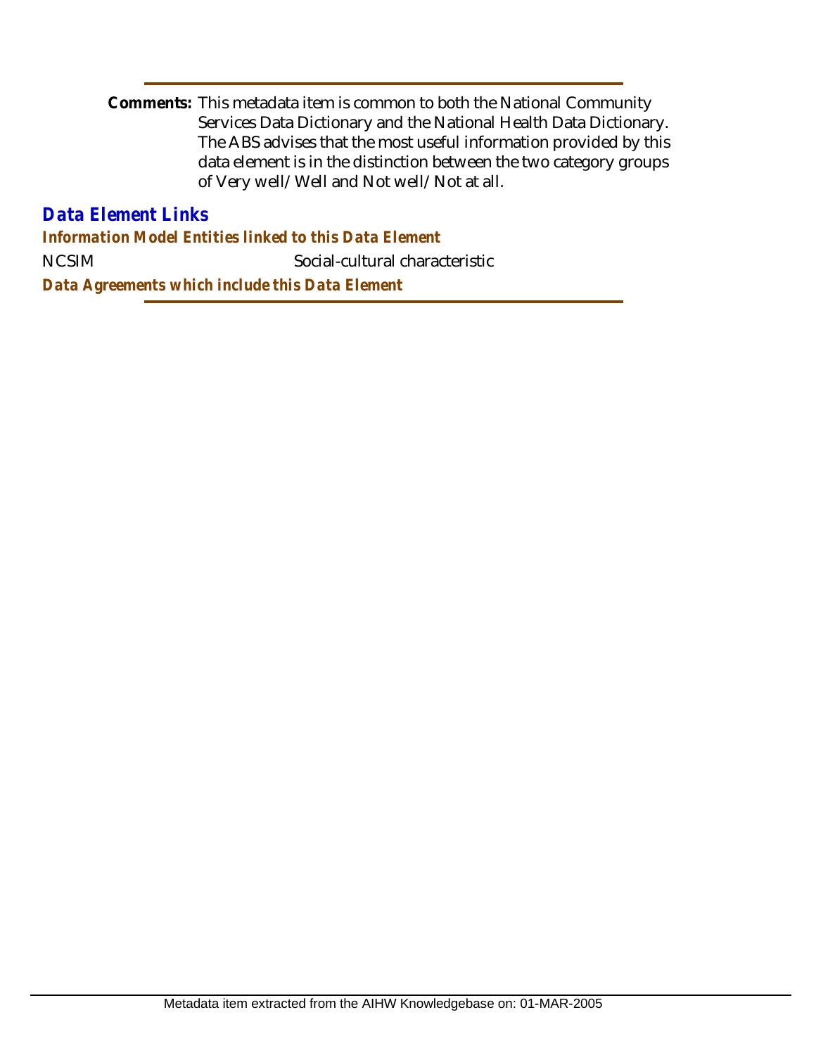**Comments:** This metadata item is common to both the National Community Services Data Dictionary and the National Health Data Dictionary. The ABS advises that the most useful information provided by this data element is in the distinction between the two category groups of Very well/Well and Not well/Not at all.

## Data Element Links

### *Information Model Entities linked to this Data Element*

| | |
|---|---|
| NCSIM | Social-cultural characteristic |

### *Data Agreements which include this Data Element*

Metadata item extracted from the AIHW Knowledgebase on: 01-MAR-2005